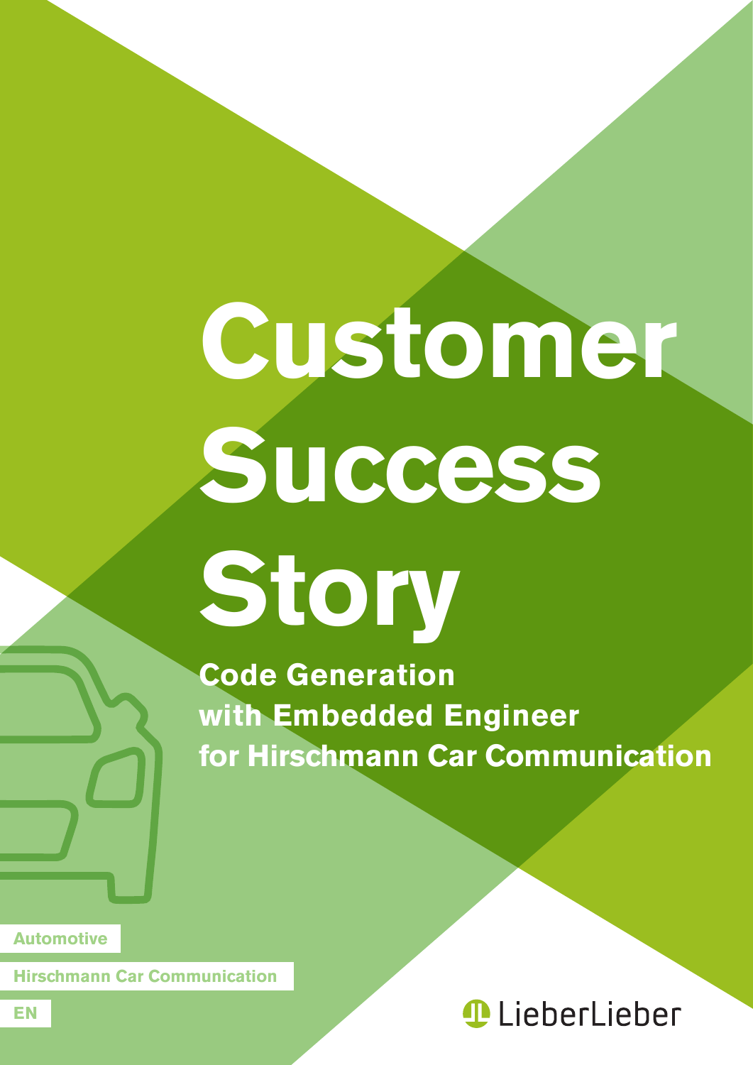# Customer Success Story

## Code Generation with Embedded Engineer for Hirschmann Car Communication

Automotive

Hirschmann Car Communication

EN

LieberLieber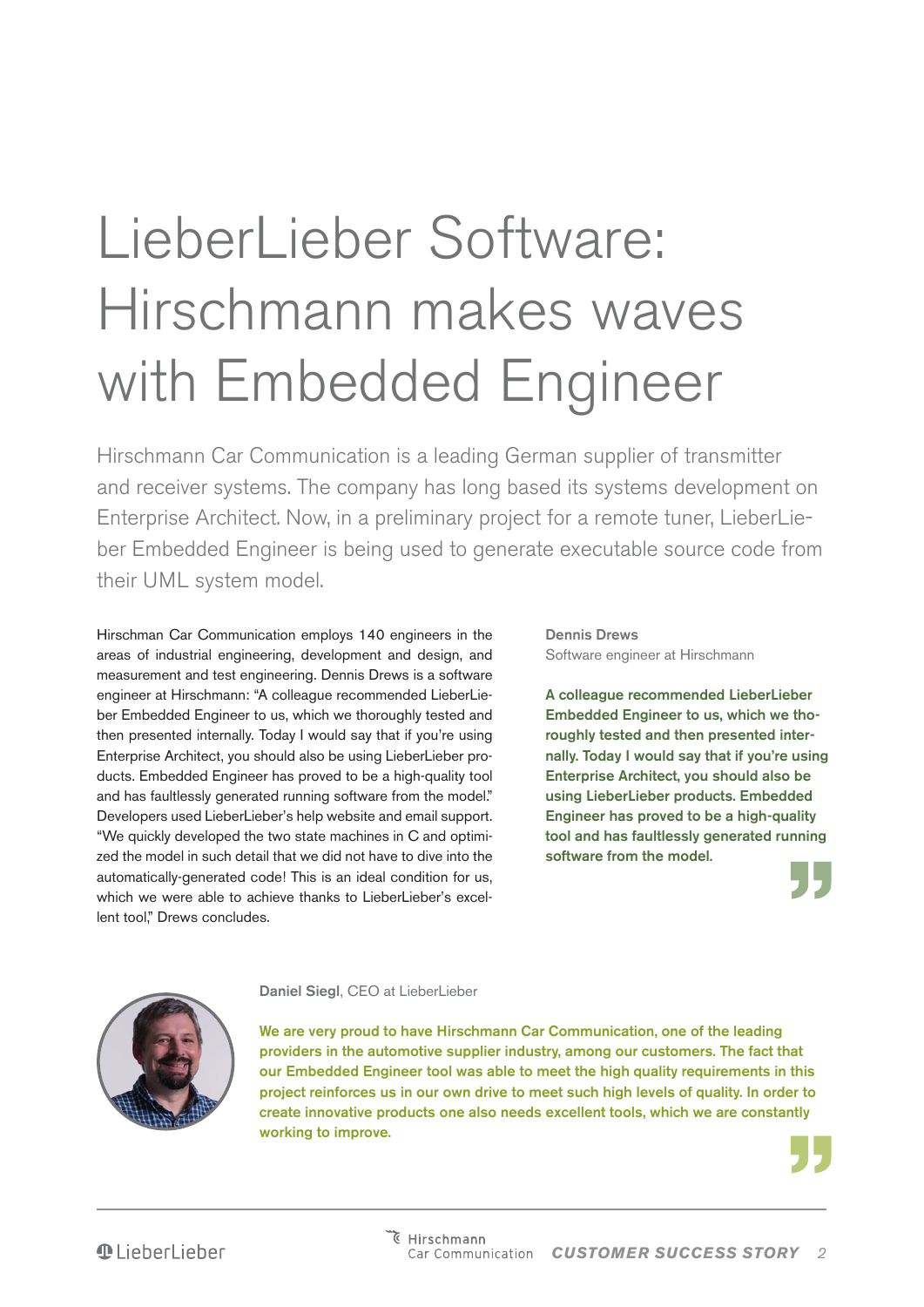# LieberLieber Software: Hirschmann makes waves with Embedded Engineer

Hirschmann Car Communication is a leading German supplier of transmitter and receiver systems. The company has long based its systems development on Enterprise Architect. Now, in a preliminary project for a remote tuner, LieberLieber Embedded Engineer is being used to generate executable source code from their UML system model.

Hirschman Car Communication employs 140 engineers in the areas of industrial engineering, development and design, and measurement and test engineering. Dennis Drews is a software engineer at Hirschmann: "A colleague recommended LieberLieber Embedded Engineer to us, which we thoroughly tested and then presented internally. Today I would say that if you're using Enterprise Architect, you should also be using LieberLieber products. Embedded Engineer has proved to be a high-quality tool and has faultlessly generated running software from the model." Developers used LieberLieber's help website and email support. "We quickly developed the two state machines in C and optimized the model in such detail that we did not have to dive into the automatically-generated code! This is an ideal condition for us, which we were able to achieve thanks to LieberLieber's excellent tool," Drews concludes.

**Dennis Drews**
Software engineer at Hirschmann

**A colleague recommended LieberLieber Embedded Engineer to us, which we thoroughly tested and then presented internally. Today I would say that if you're using Enterprise Architect, you should also be using LieberLieber products. Embedded Engineer has proved to be a high-quality tool and has faultlessly generated running software from the model.**

**Daniel Siegl**, CEO at LieberLieber

**We are very proud to have Hirschmann Car Communication, one of the leading providers in the automotive supplier industry, among our customers. The fact that our Embedded Engineer tool was able to meet the high quality requirements in this project reinforces us in our own drive to meet such high levels of quality. In order to create innovative products one also needs excellent tools, which we are constantly working to improve.**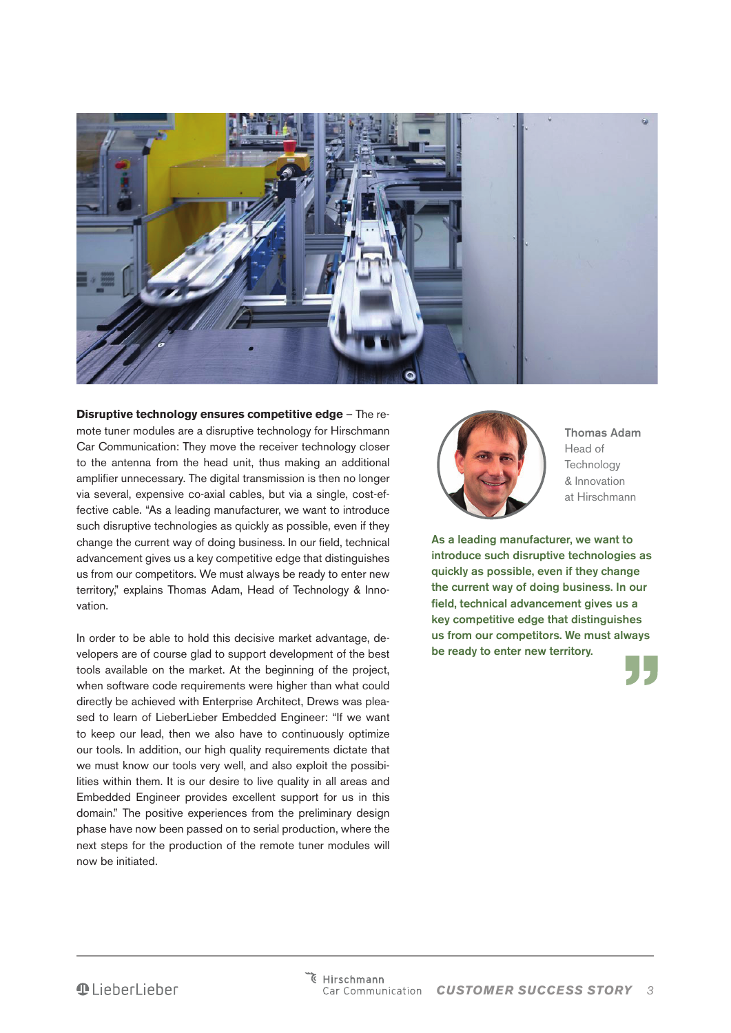**Disruptive technology ensures competitive edge** – The remote tuner modules are a disruptive technology for Hirschmann Car Communication: They move the receiver technology closer to the antenna from the head unit, thus making an additional amplifier unnecessary. The digital transmission is then no longer via several, expensive co-axial cables, but via a single, cost-effective cable. "As a leading manufacturer, we want to introduce such disruptive technologies as quickly as possible, even if they change the current way of doing business. In our field, technical advancement gives us a key competitive edge that distinguishes us from our competitors. We must always be ready to enter new territory," explains Thomas Adam, Head of Technology & Innovation.

In order to be able to hold this decisive market advantage, developers are of course glad to support development of the best tools available on the market. At the beginning of the project, when software code requirements were higher than what could directly be achieved with Enterprise Architect, Drews was pleased to learn of LieberLieber Embedded Engineer: "If we want to keep our lead, then we also have to continuously optimize our tools. In addition, our high quality requirements dictate that we must know our tools very well, and also exploit the possibilities within them. It is our desire to live quality in all areas and Embedded Engineer provides excellent support for us in this domain." The positive experiences from the preliminary design phase have now been passed on to serial production, where the next steps for the production of the remote tuner modules will now be initiated.

**Thomas Adam**
Head of Technology & Innovation at Hirschmann

**As a leading manufacturer, we want to introduce such disruptive technologies as quickly as possible, even if they change the current way of doing business. In our field, technical advancement gives us a key competitive edge that distinguishes us from our competitors. We must always be ready to enter new territory.**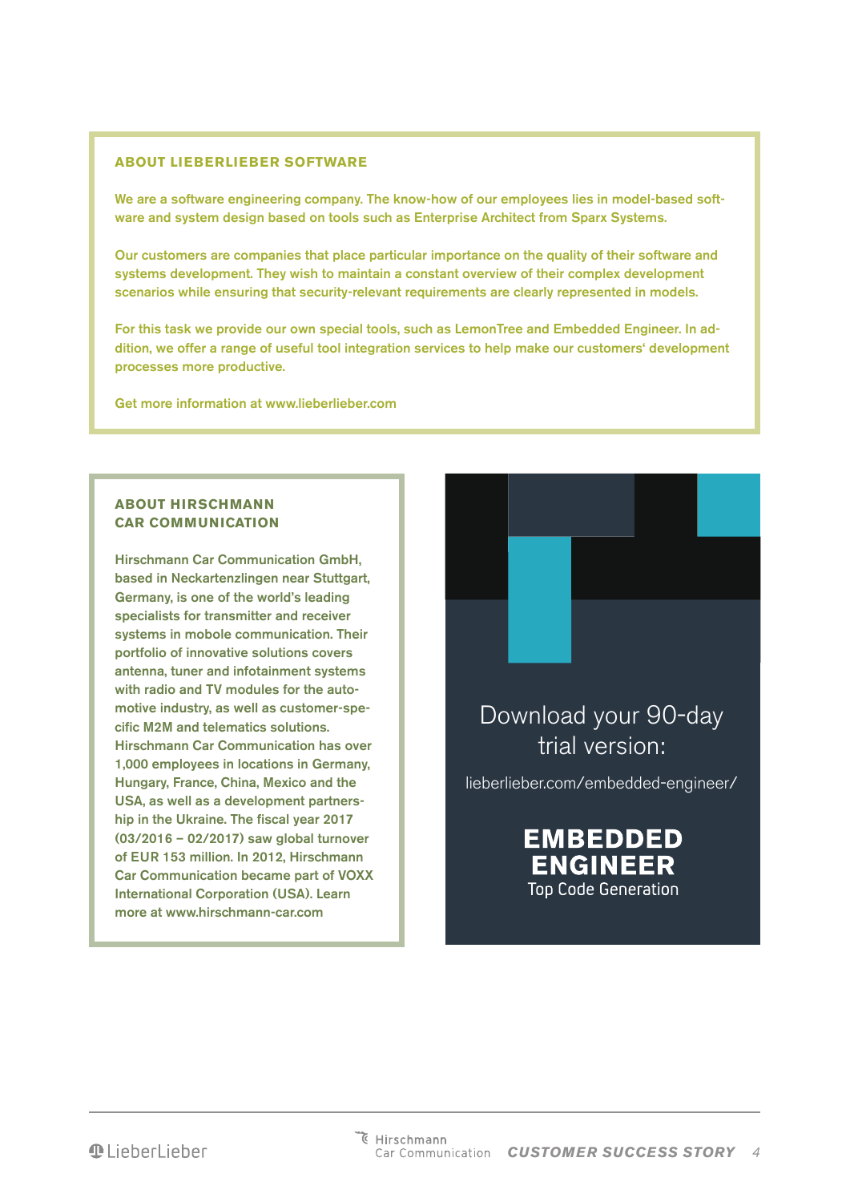## ABOUT LIEBERLIEBER SOFTWARE

We are a software engineering company. The know-how of our employees lies in model-based software and system design based on tools such as Enterprise Architect from Sparx Systems.

Our customers are companies that place particular importance on the quality of their software and systems development. They wish to maintain a constant overview of their complex development scenarios while ensuring that security-relevant requirements are clearly represented in models.

For this task we provide our own special tools, such as LemonTree and Embedded Engineer. In addition, we offer a range of useful tool integration services to help make our customers' development processes more productive.

Get more information at www.lieberlieber.com

## ABOUT HIRSCHMANN CAR COMMUNICATION

Hirschmann Car Communication GmbH, based in Neckartenzlingen near Stuttgart, Germany, is one of the world's leading specialists for transmitter and receiver systems in mobole communication. Their portfolio of innovative solutions covers antenna, tuner and infotainment systems with radio and TV modules for the automotive industry, as well as customer-specific M2M and telematics solutions. Hirschmann Car Communication has over 1,000 employees in locations in Germany, Hungary, France, China, Mexico and the USA, as well as a development partnership in the Ukraine. The fiscal year 2017 (03/2016 – 02/2017) saw global turnover of EUR 153 million. In 2012, Hirschmann Car Communication became part of VOXX International Corporation (USA). Learn more at www.hirschmann-car.com

Download your 90-day trial version:

lieberlieber.com/embedded-engineer/

**EMBEDDED ENGINEER**
Top Code Generation